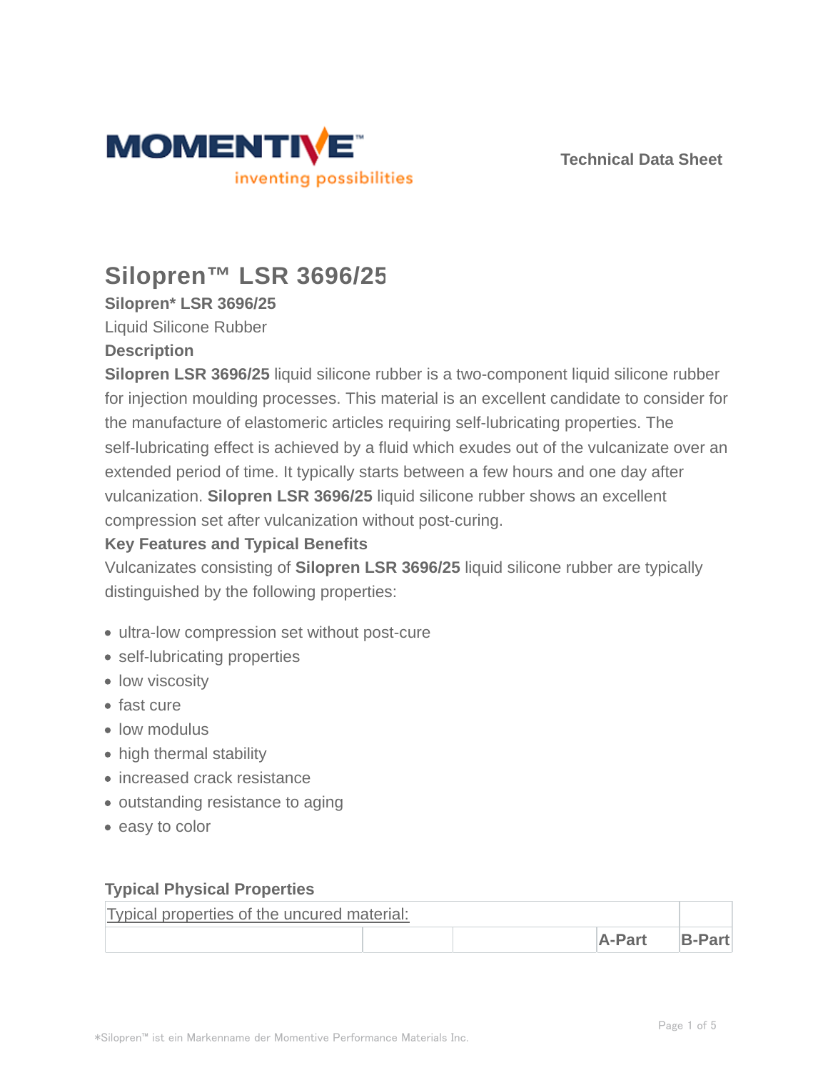Technical Data Sheet

# Silopren™ LSR 3696/25

**Silopren* LSR 3696/25**

Liquid Silicone Rubber

### Description

**Silopren LSR 3696/25** liquid silicone rubber is a two-component liquid silicone rubber for injection moulding processes. This material is an excellent candidate to consider for the manufacture of elastomeric articles requiring self-lubricating properties. The self-lubricating effect is achieved by a fluid which exudes out of the vulcanizate over an extended period of time. It typically starts between a few hours and one day after vulcanization. **Silopren LSR 3696/25** liquid silicone rubber shows an excellent compression set after vulcanization without post-curing.

### Key Features and Typical Benefits

Vulcanizates consisting of **Silopren LSR 3696/25** liquid silicone rubber are typically distinguished by the following properties:

- ultra-low compression set without post-cure
- self-lubricating properties
- low viscosity
- fast cure
- low modulus
- high thermal stability
- increased crack resistance
- outstanding resistance to aging
- easy to color

### Typical Physical Properties

| Typical properties of the uncured material: | | | | |
|---|---|---|---|---|
| | | | A-Part | B-Part |

*Silopren™ ist ein Markenname der Momentive Performance Materials Inc.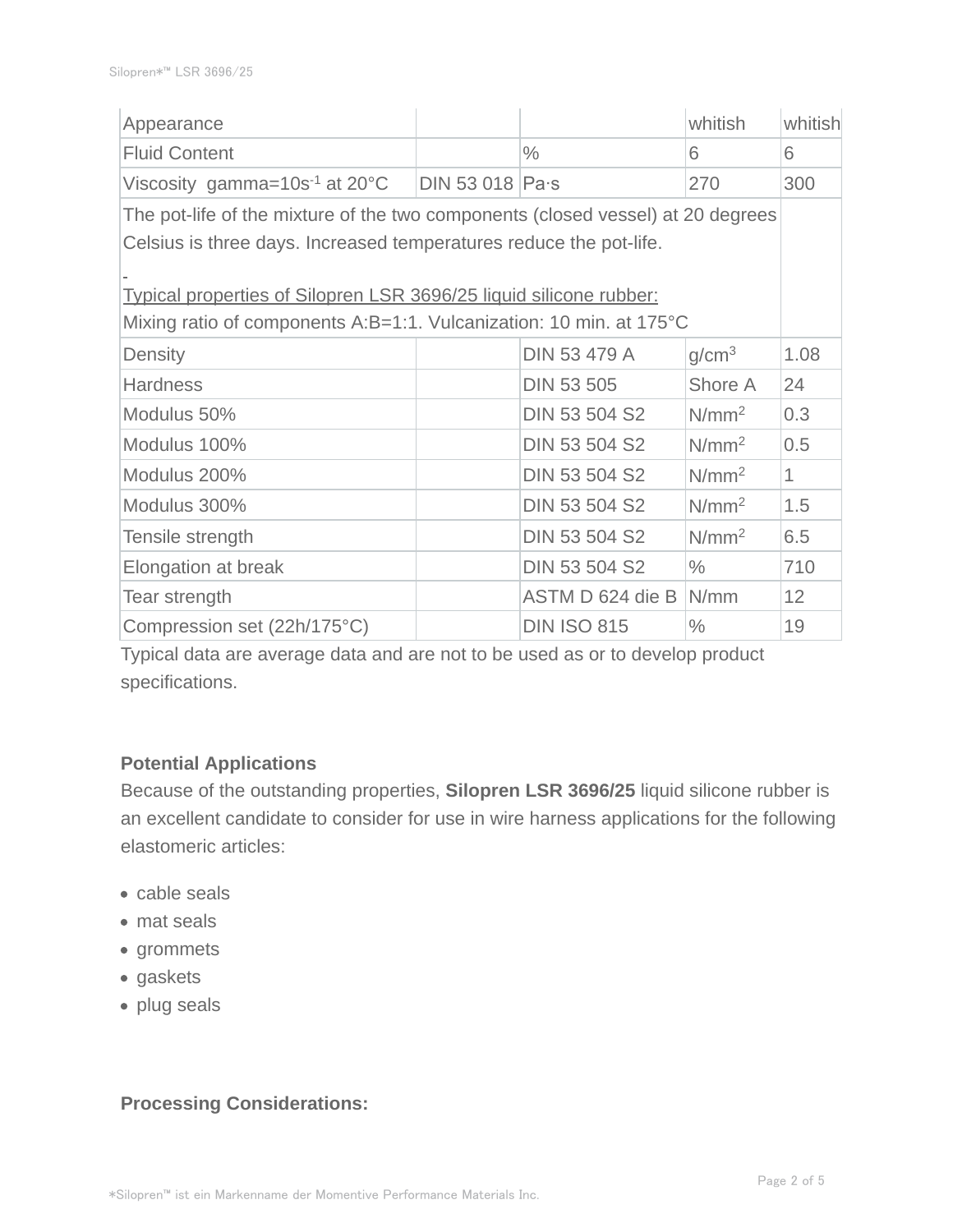| Appearance | | | whitish | whitish |
|---|---|---|---|---|
| Fluid Content | | % | 6 | 6 |
| Viscosity gamma=10s$^{-1}$ at 20°C | DIN 53 018 | Pa·s | 270 | 300 |

The pot-life of the mixture of the two components (closed vessel) at 20 degrees Celsius is three days. Increased temperatures reduce the pot-life.

Typical properties of Silopren LSR 3696/25 liquid silicone rubber:
Mixing ratio of components A:B=1:1. Vulcanization: 10 min. at 175°C

| Property | | Test Method | Unit | Value |
|---|---|---|---|---|
| Density | | DIN 53 479 A | g/cm$^3$ | 1.08 |
| Hardness | | DIN 53 505 | Shore A | 24 |
| Modulus 50% | | DIN 53 504 S2 | N/mm$^2$ | 0.3 |
| Modulus 100% | | DIN 53 504 S2 | N/mm$^2$ | 0.5 |
| Modulus 200% | | DIN 53 504 S2 | N/mm$^2$ | 1 |
| Modulus 300% | | DIN 53 504 S2 | N/mm$^2$ | 1.5 |
| Tensile strength | | DIN 53 504 S2 | N/mm$^2$ | 6.5 |
| Elongation at break | | DIN 53 504 S2 | % | 710 |
| Tear strength | | ASTM D 624 die B | N/mm | 12 |
| Compression set (22h/175°C) | | DIN ISO 815 | % | 19 |

Typical data are average data and are not to be used as or to develop product specifications.

**Potential Applications**

Because of the outstanding properties, **Silopren LSR 3696/25** liquid silicone rubber is an excellent candidate to consider for use in wire harness applications for the following elastomeric articles:

- cable seals
- mat seals
- grommets
- gaskets
- plug seals

**Processing Considerations:**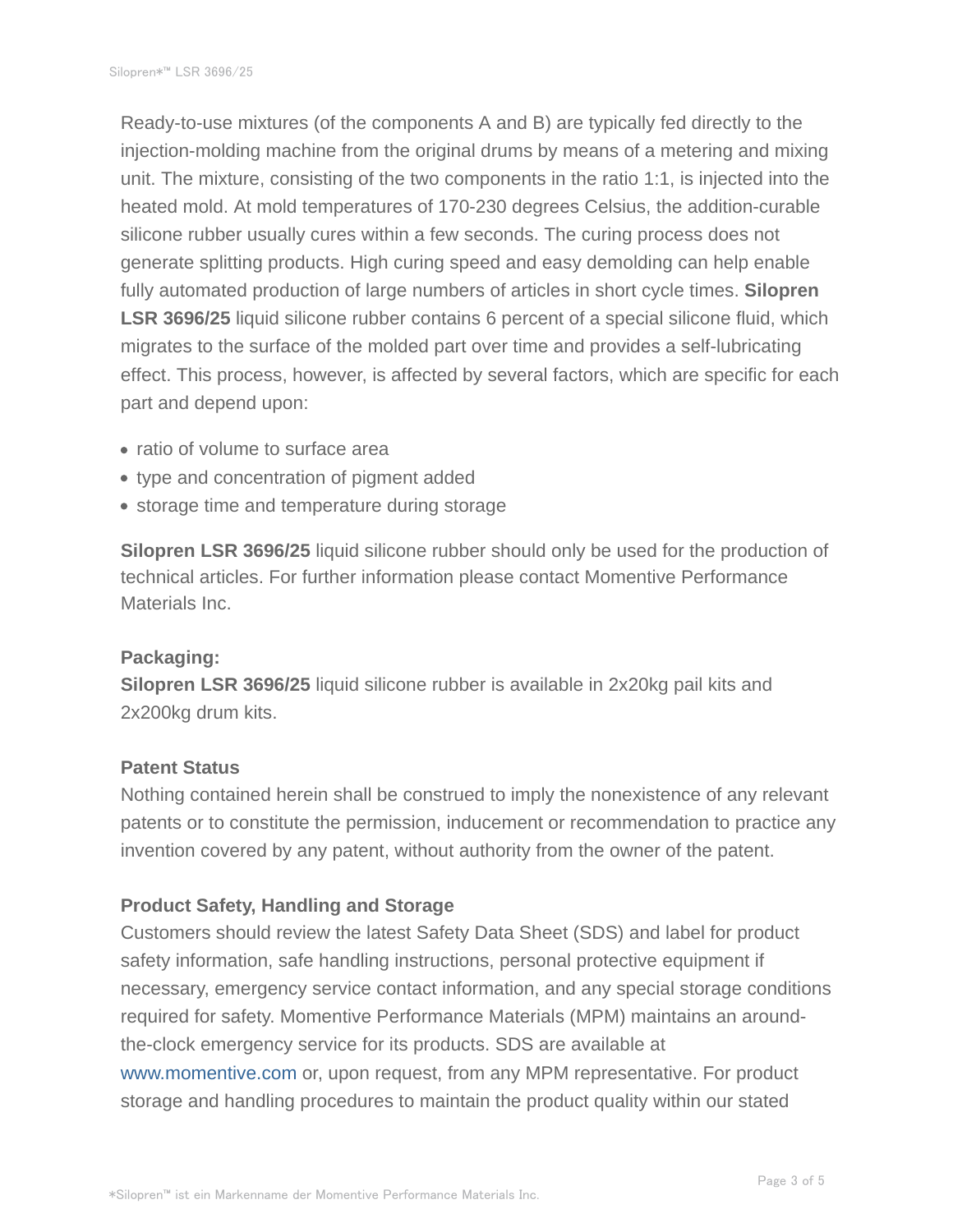Ready-to-use mixtures (of the components A and B) are typically fed directly to the injection-molding machine from the original drums by means of a metering and mixing unit. The mixture, consisting of the two components in the ratio 1:1, is injected into the heated mold. At mold temperatures of 170-230 degrees Celsius, the addition-curable silicone rubber usually cures within a few seconds. The curing process does not generate splitting products. High curing speed and easy demolding can help enable fully automated production of large numbers of articles in short cycle times. **Silopren LSR 3696/25** liquid silicone rubber contains 6 percent of a special silicone fluid, which migrates to the surface of the molded part over time and provides a self-lubricating effect. This process, however, is affected by several factors, which are specific for each part and depend upon:

- ratio of volume to surface area
- type and concentration of pigment added
- storage time and temperature during storage

**Silopren LSR 3696/25** liquid silicone rubber should only be used for the production of technical articles. For further information please contact Momentive Performance Materials Inc.

**Packaging:**
**Silopren LSR 3696/25** liquid silicone rubber is available in 2x20kg pail kits and 2x200kg drum kits.

**Patent Status**

Nothing contained herein shall be construed to imply the nonexistence of any relevant patents or to constitute the permission, inducement or recommendation to practice any invention covered by any patent, without authority from the owner of the patent.

**Product Safety, Handling and Storage**

Customers should review the latest Safety Data Sheet (SDS) and label for product safety information, safe handling instructions, personal protective equipment if necessary, emergency service contact information, and any special storage conditions required for safety. Momentive Performance Materials (MPM) maintains an around-the-clock emergency service for its products. SDS are available at www.momentive.com or, upon request, from any MPM representative. For product storage and handling procedures to maintain the product quality within our stated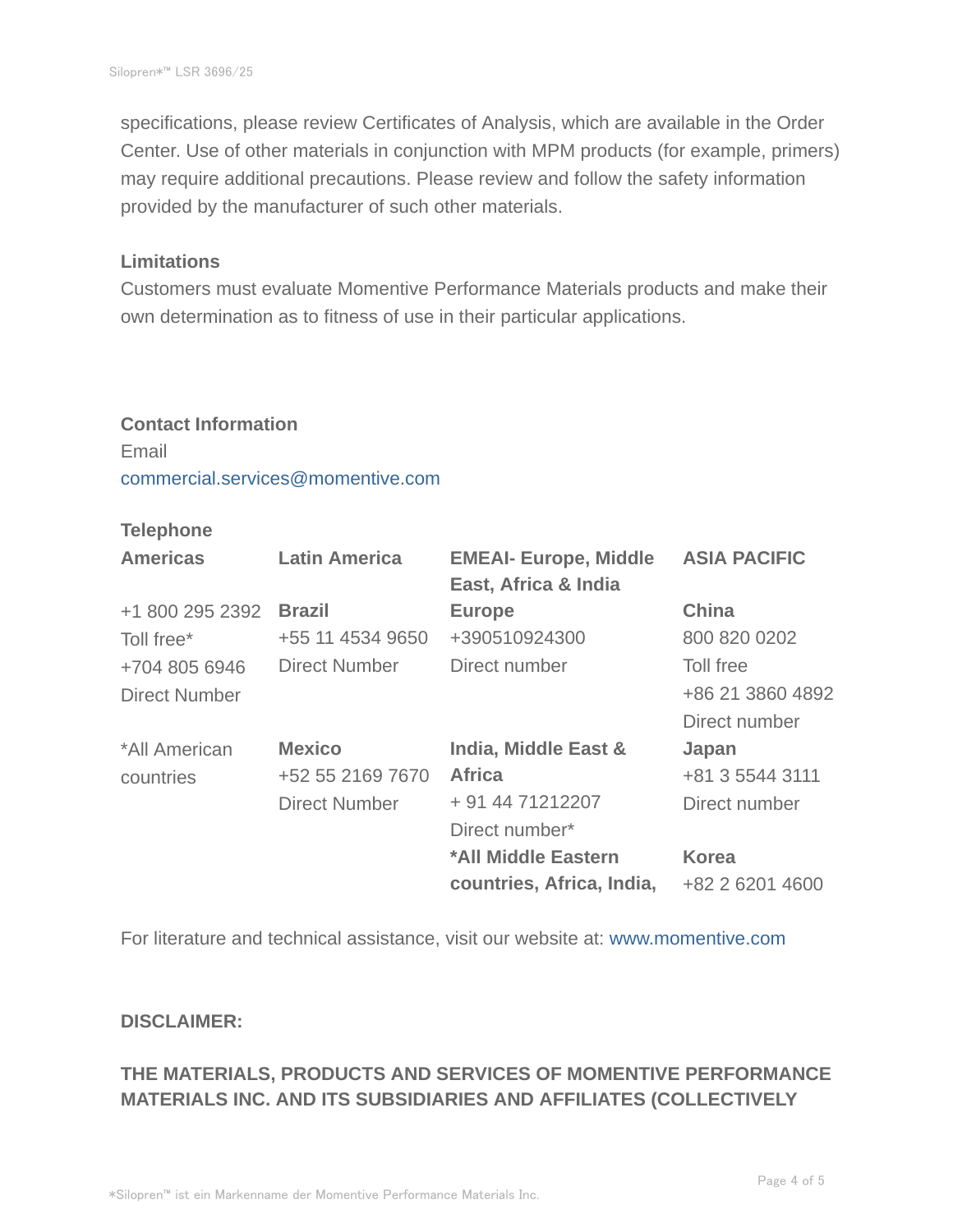specifications, please review Certificates of Analysis, which are available in the Order Center. Use of other materials in conjunction with MPM products (for example, primers) may require additional precautions. Please review and follow the safety information provided by the manufacturer of such other materials.

**Limitations**

Customers must evaluate Momentive Performance Materials products and make their own determination as to fitness of use in their particular applications.

**Contact Information**

Email
commercial.services@momentive.com

**Telephone**

| **Americas** | **Latin America** | **EMEAI- Europe, Middle East, Africa & India** | **ASIA PACIFIC** |
|---|---|---|---|
| +1 800 295 2392<br>Toll free*<br>+704 805 6946<br>Direct Number | **Brazil**<br>+55 11 4534 9650<br>Direct Number | **Europe**<br>+390510924300<br>Direct number | **China**<br>800 820 0202<br>Toll free<br>+86 21 3860 4892<br>Direct number |
| *All American countries | **Mexico**<br>+52 55 2169 7670<br>Direct Number | **India, Middle East & Africa**<br>+ 91 44 71212207<br>Direct number* | **Japan**<br>+81 3 5544 3111<br>Direct number |
| | | ***All Middle Eastern countries, Africa, India,** | **Korea**<br>+82 2 6201 4600 |

For literature and technical assistance, visit our website at: www.momentive.com

**DISCLAIMER:**

**THE MATERIALS, PRODUCTS AND SERVICES OF MOMENTIVE PERFORMANCE MATERIALS INC. AND ITS SUBSIDIARIES AND AFFILIATES (COLLECTIVELY**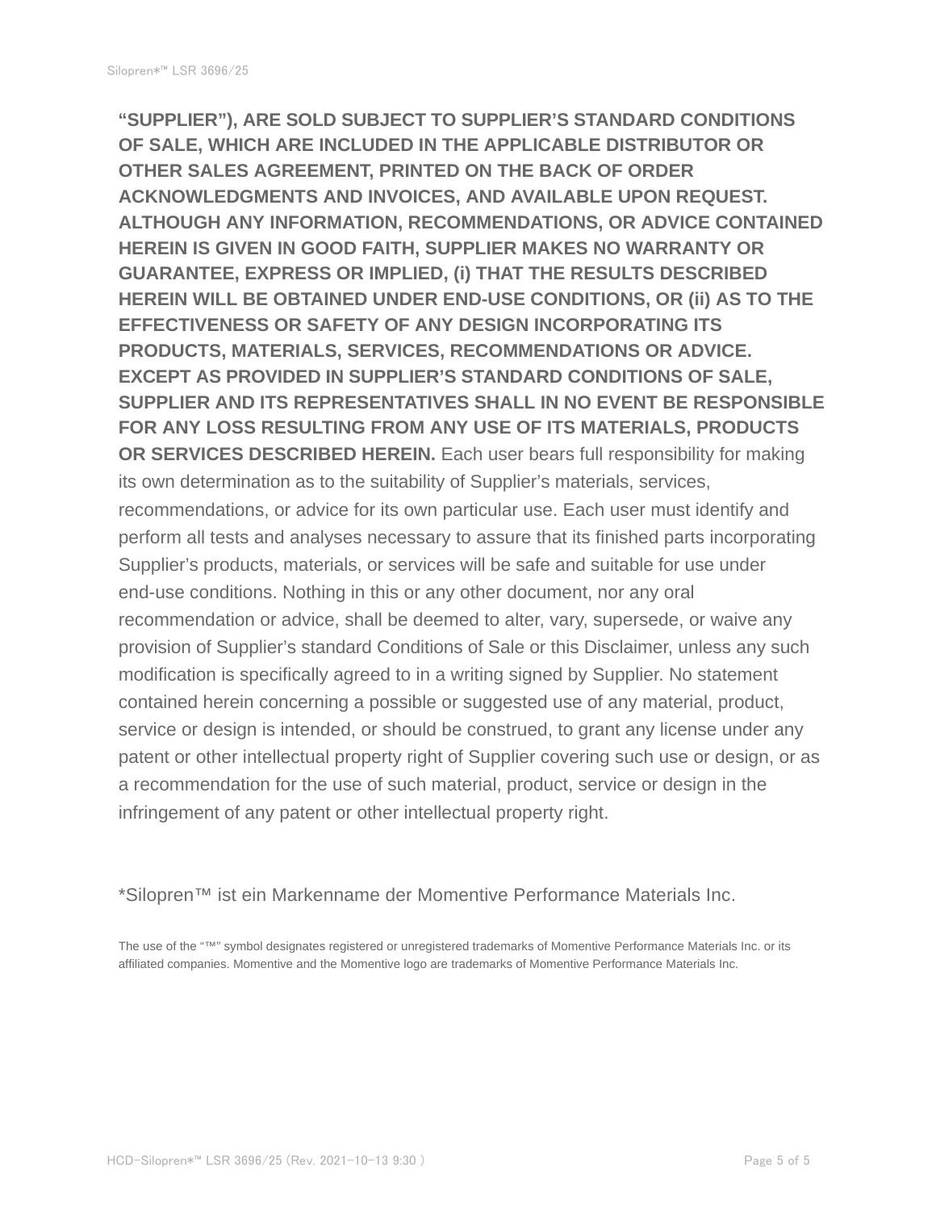**“SUPPLIER”), ARE SOLD SUBJECT TO SUPPLIER’S STANDARD CONDITIONS OF SALE, WHICH ARE INCLUDED IN THE APPLICABLE DISTRIBUTOR OR OTHER SALES AGREEMENT, PRINTED ON THE BACK OF ORDER ACKNOWLEDGMENTS AND INVOICES, AND AVAILABLE UPON REQUEST. ALTHOUGH ANY INFORMATION, RECOMMENDATIONS, OR ADVICE CONTAINED HEREIN IS GIVEN IN GOOD FAITH, SUPPLIER MAKES NO WARRANTY OR GUARANTEE, EXPRESS OR IMPLIED, (i) THAT THE RESULTS DESCRIBED HEREIN WILL BE OBTAINED UNDER END-USE CONDITIONS, OR (ii) AS TO THE EFFECTIVENESS OR SAFETY OF ANY DESIGN INCORPORATING ITS PRODUCTS, MATERIALS, SERVICES, RECOMMENDATIONS OR ADVICE. EXCEPT AS PROVIDED IN SUPPLIER’S STANDARD CONDITIONS OF SALE, SUPPLIER AND ITS REPRESENTATIVES SHALL IN NO EVENT BE RESPONSIBLE FOR ANY LOSS RESULTING FROM ANY USE OF ITS MATERIALS, PRODUCTS OR SERVICES DESCRIBED HEREIN.** Each user bears full responsibility for making its own determination as to the suitability of Supplier’s materials, services, recommendations, or advice for its own particular use. Each user must identify and perform all tests and analyses necessary to assure that its finished parts incorporating Supplier’s products, materials, or services will be safe and suitable for use under end-use conditions. Nothing in this or any other document, nor any oral recommendation or advice, shall be deemed to alter, vary, supersede, or waive any provision of Supplier’s standard Conditions of Sale or this Disclaimer, unless any such modification is specifically agreed to in a writing signed by Supplier. No statement contained herein concerning a possible or suggested use of any material, product, service or design is intended, or should be construed, to grant any license under any patent or other intellectual property right of Supplier covering such use or design, or as a recommendation for the use of such material, product, service or design in the infringement of any patent or other intellectual property right.

*Silopren™ ist ein Markenname der Momentive Performance Materials Inc.

The use of the “™” symbol designates registered or unregistered trademarks of Momentive Performance Materials Inc. or its affiliated companies. Momentive and the Momentive logo are trademarks of Momentive Performance Materials Inc.